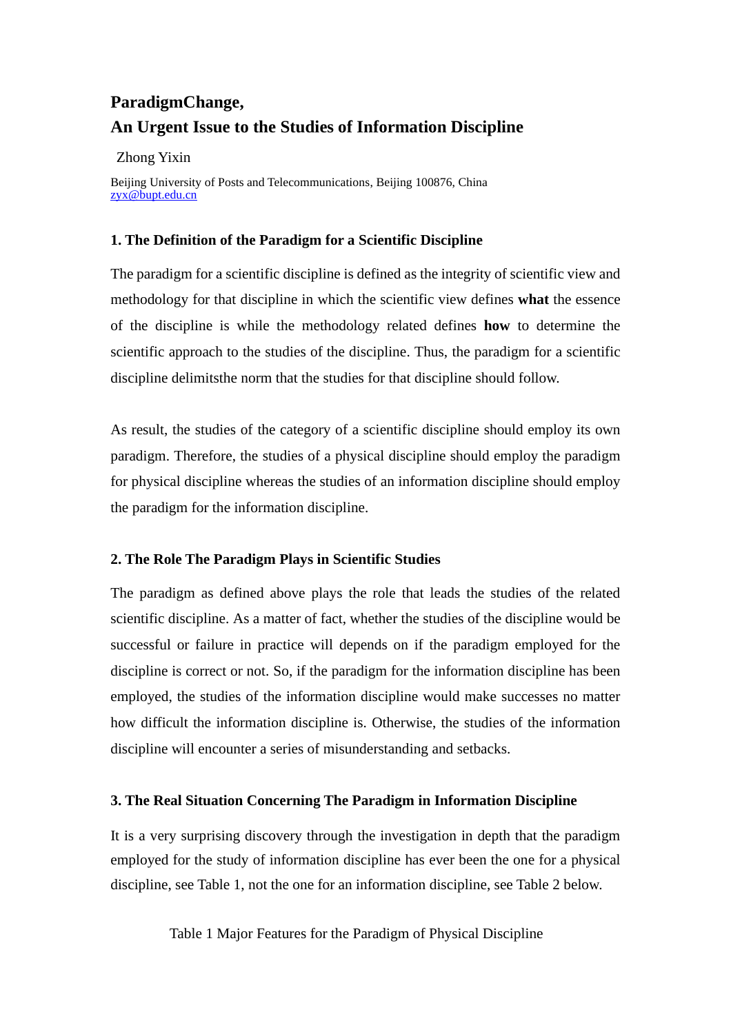# ParadigmChange,
# An Urgent Issue to the Studies of Information Discipline

Zhong Yixin

Beijing University of Posts and Telecommunications, Beijing 100876, China
zyx@bupt.edu.cn

## 1. The Definition of the Paradigm for a Scientific Discipline

The paradigm for a scientific discipline is defined as the integrity of scientific view and methodology for that discipline in which the scientific view defines **what** the essence of the discipline is while the methodology related defines **how** to determine the scientific approach to the studies of the discipline. Thus, the paradigm for a scientific discipline delimitsthe norm that the studies for that discipline should follow.

As result, the studies of the category of a scientific discipline should employ its own paradigm. Therefore, the studies of a physical discipline should employ the paradigm for physical discipline whereas the studies of an information discipline should employ the paradigm for the information discipline.

## 2. The Role The Paradigm Plays in Scientific Studies

The paradigm as defined above plays the role that leads the studies of the related scientific discipline. As a matter of fact, whether the studies of the discipline would be successful or failure in practice will depends on if the paradigm employed for the discipline is correct or not. So, if the paradigm for the information discipline has been employed, the studies of the information discipline would make successes no matter how difficult the information discipline is. Otherwise, the studies of the information discipline will encounter a series of misunderstanding and setbacks.

## 3. The Real Situation Concerning The Paradigm in Information Discipline

It is a very surprising discovery through the investigation in depth that the paradigm employed for the study of information discipline has ever been the one for a physical discipline, see Table 1, not the one for an information discipline, see Table 2 below.

Table 1 Major Features for the Paradigm of Physical Discipline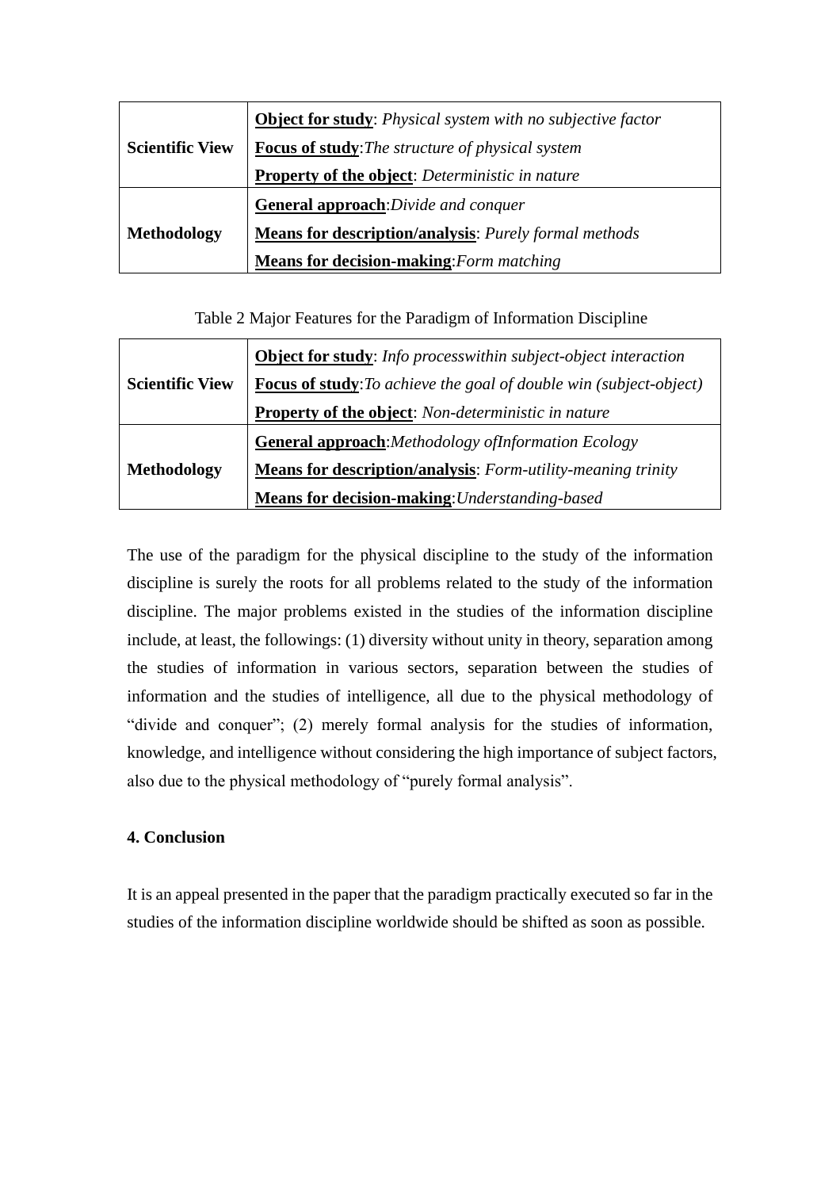| | |
|---|---|
| **Scientific View** | <u>**Object for study**</u>: *Physical system with no subjective factor*<br><u>**Focus of study**</u>:*The structure of physical system*<br><u>**Property of the object**</u>: *Deterministic in nature* |
| **Methodology** | <u>**General approach**</u>:*Divide and conquer*<br><u>**Means for description/analysis**</u>: *Purely formal methods*<br><u>**Means for decision-making**</u>:*Form matching* |

Table 2 Major Features for the Paradigm of Information Discipline

| | |
|---|---|
| **Scientific View** | <u>**Object for study**</u>: *Info processwithin subject-object interaction*<br><u>**Focus of study**</u>:*To achieve the goal of double win (subject-object)*<br><u>**Property of the object**</u>: *Non-deterministic in nature* |
| **Methodology** | <u>**General approach**</u>:*Methodology ofInformation Ecology*<br><u>**Means for description/analysis**</u>: *Form-utility-meaning trinity*<br><u>**Means for decision-making**</u>:*Understanding-based* |

The use of the paradigm for the physical discipline to the study of the information discipline is surely the roots for all problems related to the study of the information discipline. The major problems existed in the studies of the information discipline include, at least, the followings: (1) diversity without unity in theory, separation among the studies of information in various sectors, separation between the studies of information and the studies of intelligence, all due to the physical methodology of "divide and conquer"; (2) merely formal analysis for the studies of information, knowledge, and intelligence without considering the high importance of subject factors, also due to the physical methodology of "purely formal analysis".

**4. Conclusion**

It is an appeal presented in the paper that the paradigm practically executed so far in the studies of the information discipline worldwide should be shifted as soon as possible.